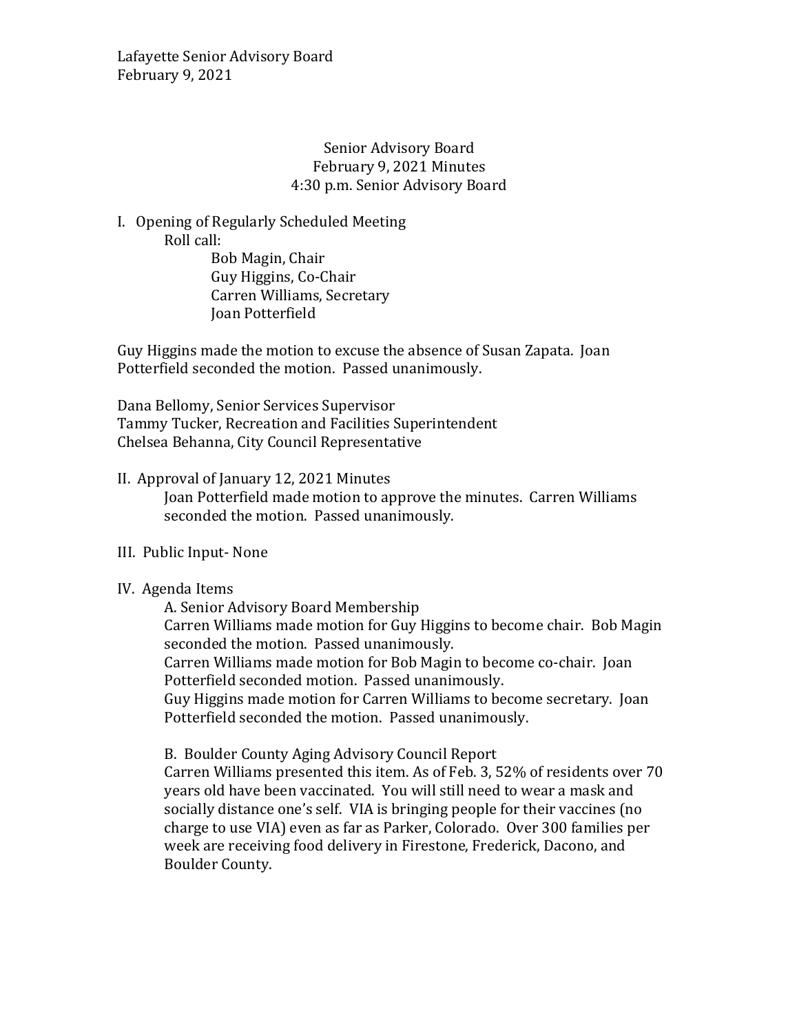Lafayette Senior Advisory Board
February 9, 2021

Senior Advisory Board
February 9, 2021 Minutes
4:30 p.m. Senior Advisory Board

I. Opening of Regularly Scheduled Meeting

Roll call:

Bob Magin, Chair
Guy Higgins, Co-Chair
Carren Williams, Secretary
Joan Potterfield

Guy Higgins made the motion to excuse the absence of Susan Zapata. Joan Potterfield seconded the motion. Passed unanimously.

Dana Bellomy, Senior Services Supervisor
Tammy Tucker, Recreation and Facilities Superintendent
Chelsea Behanna, City Council Representative

II. Approval of January 12, 2021 Minutes

Joan Potterfield made motion to approve the minutes. Carren Williams seconded the motion. Passed unanimously.

III. Public Input- None

IV. Agenda Items

A. Senior Advisory Board Membership

Carren Williams made motion for Guy Higgins to become chair. Bob Magin seconded the motion. Passed unanimously.

Carren Williams made motion for Bob Magin to become co-chair. Joan Potterfield seconded motion. Passed unanimously.

Guy Higgins made motion for Carren Williams to become secretary. Joan Potterfield seconded the motion. Passed unanimously.

B. Boulder County Aging Advisory Council Report

Carren Williams presented this item. As of Feb. 3, 52% of residents over 70 years old have been vaccinated. You will still need to wear a mask and socially distance one's self. VIA is bringing people for their vaccines (no charge to use VIA) even as far as Parker, Colorado. Over 300 families per week are receiving food delivery in Firestone, Frederick, Dacono, and Boulder County.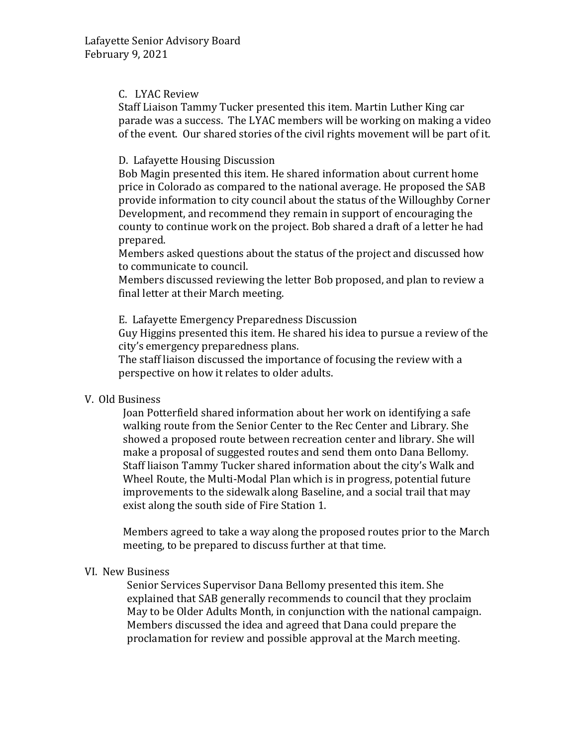C. LYAC Review

Staff Liaison Tammy Tucker presented this item. Martin Luther King car parade was a success. The LYAC members will be working on making a video of the event. Our shared stories of the civil rights movement will be part of it.

D. Lafayette Housing Discussion

Bob Magin presented this item. He shared information about current home price in Colorado as compared to the national average. He proposed the SAB provide information to city council about the status of the Willoughby Corner Development, and recommend they remain in support of encouraging the county to continue work on the project. Bob shared a draft of a letter he had prepared.

Members asked questions about the status of the project and discussed how to communicate to council.

Members discussed reviewing the letter Bob proposed, and plan to review a final letter at their March meeting.

E. Lafayette Emergency Preparedness Discussion

Guy Higgins presented this item. He shared his idea to pursue a review of the city's emergency preparedness plans.

The staff liaison discussed the importance of focusing the review with a perspective on how it relates to older adults.

V. Old Business

Joan Potterfield shared information about her work on identifying a safe walking route from the Senior Center to the Rec Center and Library. She showed a proposed route between recreation center and library. She will make a proposal of suggested routes and send them onto Dana Bellomy. Staff liaison Tammy Tucker shared information about the city's Walk and Wheel Route, the Multi-Modal Plan which is in progress, potential future improvements to the sidewalk along Baseline, and a social trail that may exist along the south side of Fire Station 1.

Members agreed to take a way along the proposed routes prior to the March meeting, to be prepared to discuss further at that time.

VI. New Business

Senior Services Supervisor Dana Bellomy presented this item. She explained that SAB generally recommends to council that they proclaim May to be Older Adults Month, in conjunction with the national campaign. Members discussed the idea and agreed that Dana could prepare the proclamation for review and possible approval at the March meeting.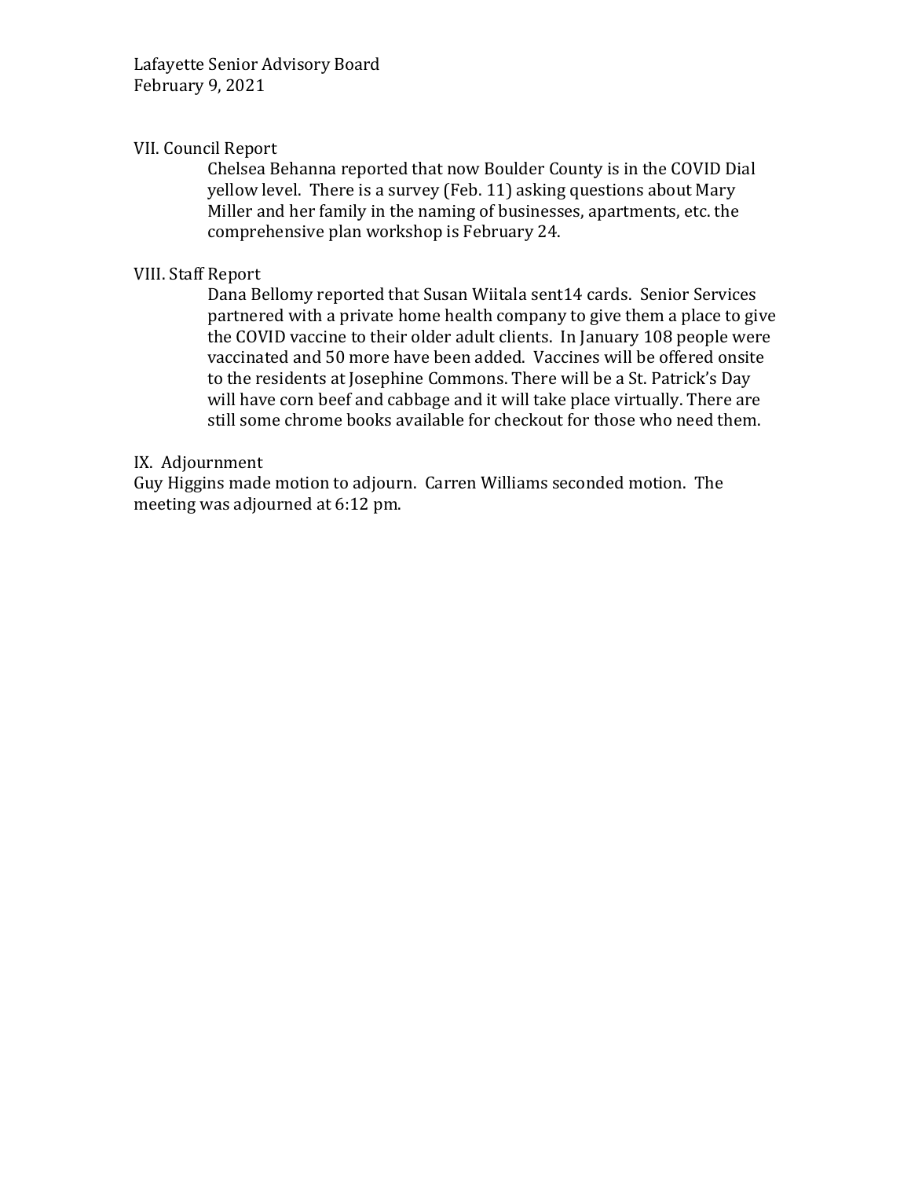Lafayette Senior Advisory Board
February 9, 2021

VII. Council Report

Chelsea Behanna reported that now Boulder County is in the COVID Dial yellow level. There is a survey (Feb. 11) asking questions about Mary Miller and her family in the naming of businesses, apartments, etc. the comprehensive plan workshop is February 24.

VIII. Staff Report

Dana Bellomy reported that Susan Wiitala sent14 cards. Senior Services partnered with a private home health company to give them a place to give the COVID vaccine to their older adult clients. In January 108 people were vaccinated and 50 more have been added. Vaccines will be offered onsite to the residents at Josephine Commons. There will be a St. Patrick's Day will have corn beef and cabbage and it will take place virtually. There are still some chrome books available for checkout for those who need them.

IX. Adjournment

Guy Higgins made motion to adjourn. Carren Williams seconded motion. The meeting was adjourned at 6:12 pm.